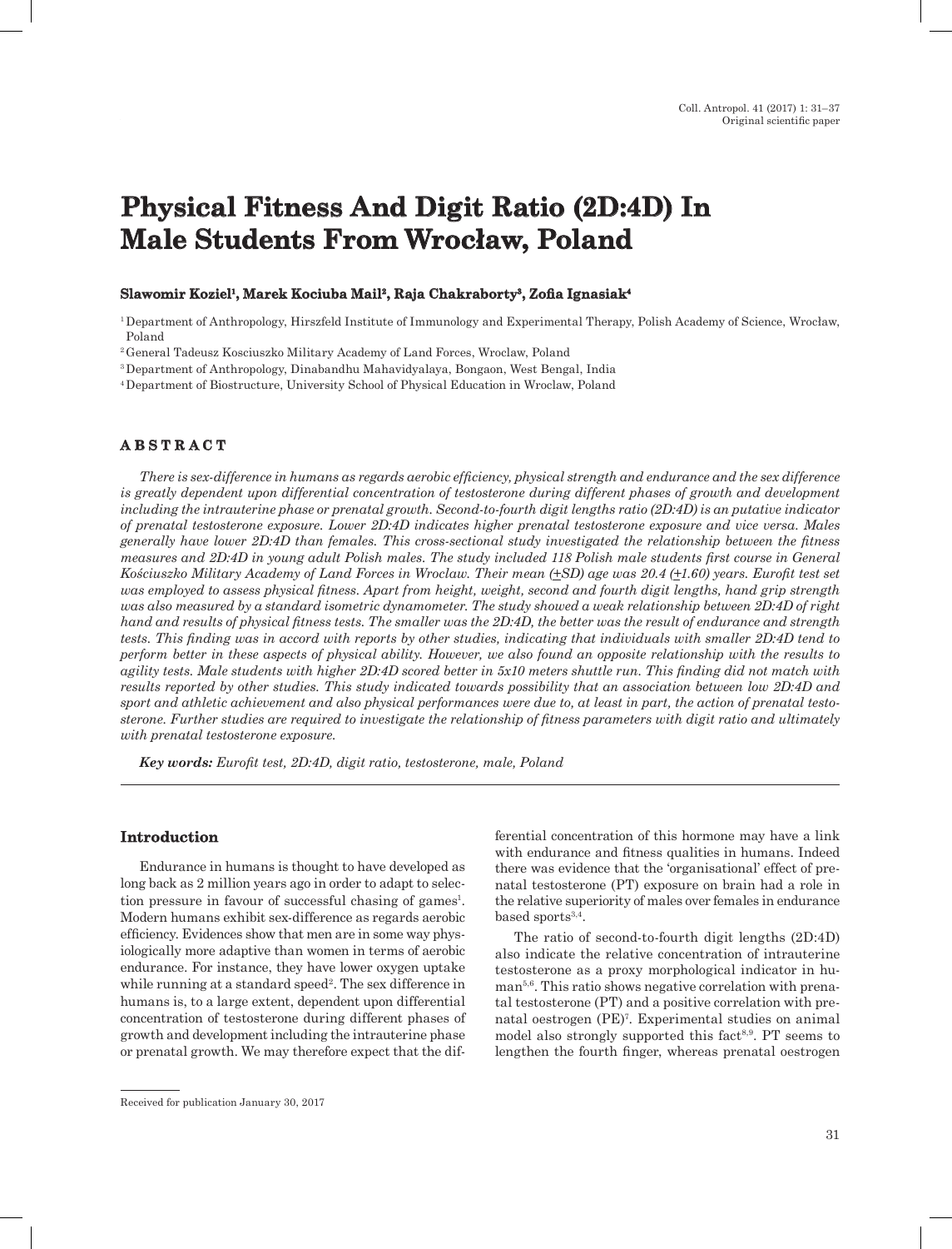# Physical Fitness And Digit Ratio (2D:4D) In Male Students From Wrocław, Poland

**Slawomir Koziel[1], Marek Kociuba Mail[2], Raja Chakraborty[3], Zofia Ignasiak[4]**

[1] Department of Anthropology, Hirszfeld Institute of Immunology and Experimental Therapy, Polish Academy of Science, Wrocław, Poland

[2] General Tadeusz Kosciuszko Military Academy of Land Forces, Wroclaw, Poland

[3] Department of Anthropology, Dinabandhu Mahavidyalaya, Bongaon, West Bengal, India

[4] Department of Biostructure, University School of Physical Education in Wroclaw, Poland

## ABSTRACT

*There is sex-difference in humans as regards aerobic efficiency, physical strength and endurance and the sex difference is greatly dependent upon differential concentration of testosterone during different phases of growth and development including the intrauterine phase or prenatal growth. Second-to-fourth digit lengths ratio (2D:4D) is an putative indicator of prenatal testosterone exposure. Lower 2D:4D indicates higher prenatal testosterone exposure and vice versa. Males generally have lower 2D:4D than females. This cross-sectional study investigated the relationship between the fitness measures and 2D:4D in young adult Polish males. The study included 118 Polish male students first course in General Kościuszko Military Academy of Land Forces in Wroclaw. Their mean (±SD) age was 20.4 (±1.60) years. Eurofit test set was employed to assess physical fitness. Apart from height, weight, second and fourth digit lengths, hand grip strength was also measured by a standard isometric dynamometer. The study showed a weak relationship between 2D:4D of right hand and results of physical fitness tests. The smaller was the 2D:4D, the better was the result of endurance and strength tests. This finding was in accord with reports by other studies, indicating that individuals with smaller 2D:4D tend to perform better in these aspects of physical ability. However, we also found an opposite relationship with the results to agility tests. Male students with higher 2D:4D scored better in 5x10 meters shuttle run. This finding did not match with results reported by other studies. This study indicated towards possibility that an association between low 2D:4D and sport and athletic achievement and also physical performances were due to, at least in part, the action of prenatal testosterone. Further studies are required to investigate the relationship of fitness parameters with digit ratio and ultimately with prenatal testosterone exposure.*

***Key words:** Eurofit test, 2D:4D, digit ratio, testosterone, male, Poland*

## Introduction

Endurance in humans is thought to have developed as long back as 2 million years ago in order to adapt to selection pressure in favour of successful chasing of games[1]. Modern humans exhibit sex-difference as regards aerobic efficiency. Evidences show that men are in some way physiologically more adaptive than women in terms of aerobic endurance. For instance, they have lower oxygen uptake while running at a standard speed[2]. The sex difference in humans is, to a large extent, dependent upon differential concentration of testosterone during different phases of growth and development including the intrauterine phase or prenatal growth. We may therefore expect that the differential concentration of this hormone may have a link with endurance and fitness qualities in humans. Indeed there was evidence that the 'organisational' effect of prenatal testosterone (PT) exposure on brain had a role in the relative superiority of males over females in endurance based sports[3,4].

The ratio of second-to-fourth digit lengths (2D:4D) also indicate the relative concentration of intrauterine testosterone as a proxy morphological indicator in human[5,6]. This ratio shows negative correlation with prenatal testosterone (PT) and a positive correlation with prenatal oestrogen (PE)[7]. Experimental studies on animal model also strongly supported this fact[8,9]. PT seems to lengthen the fourth finger, whereas prenatal oestrogen

Received for publication January 30, 2017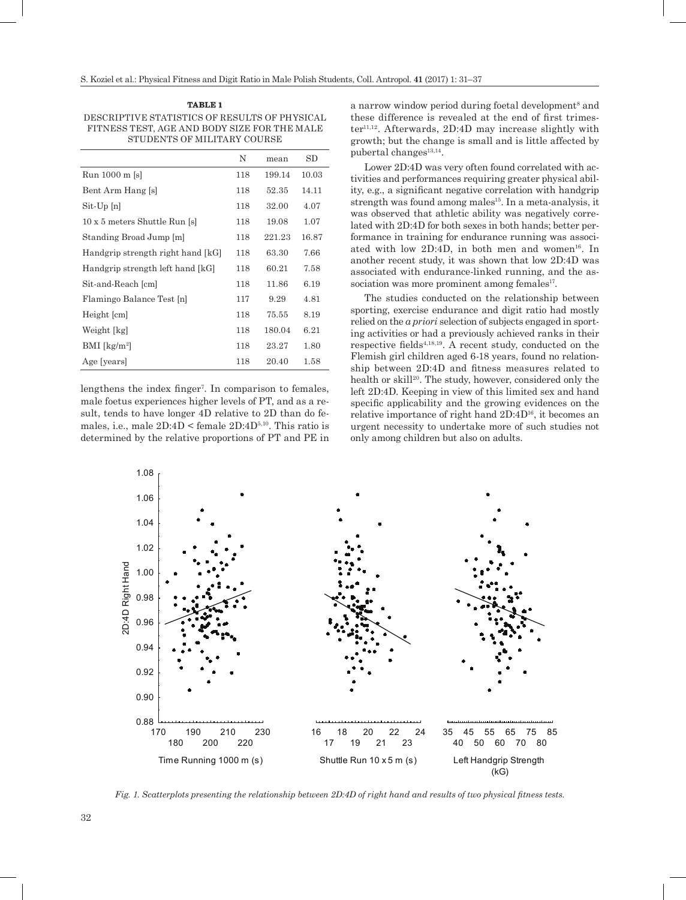**TABLE 1**

DESCRIPTIVE STATISTICS OF RESULTS OF PHYSICAL FITNESS TEST, AGE AND BODY SIZE FOR THE MALE STUDENTS OF MILITARY COURSE

| | N | mean | SD |
|---|---|---|---|
| Run 1000 m [s] | 118 | 199.14 | 10.03 |
| Bent Arm Hang [s] | 118 | 52.35 | 14.11 |
| Sit-Up [n] | 118 | 32.00 | 4.07 |
| 10 x 5 meters Shuttle Run [s] | 118 | 19.08 | 1.07 |
| Standing Broad Jump [m] | 118 | 221.23 | 16.87 |
| Handgrip strength right hand [kG] | 118 | 63.30 | 7.66 |
| Handgrip strength left hand [kG] | 118 | 60.21 | 7.58 |
| Sit-and-Reach [cm] | 118 | 11.86 | 6.19 |
| Flamingo Balance Test [n] | 117 | 9.29 | 4.81 |
| Height [cm] | 118 | 75.55 | 8.19 |
| Weight [kg] | 118 | 180.04 | 6.21 |
| BMI [kg/m²] | 118 | 23.27 | 1.80 |
| Age [years] | 118 | 20.40 | 1.58 |

lengthens the index finger[7]. In comparison to females, male foetus experiences higher levels of PT, and as a result, tends to have longer 4D relative to 2D than do females, i.e., male 2D:4D < female 2D:4D[5,10]. This ratio is determined by the relative proportions of PT and PE in a narrow window period during foetal development[8] and these difference is revealed at the end of first trimester[11,12]. Afterwards, 2D:4D may increase slightly with growth; but the change is small and is little affected by pubertal changes[13,14].

Lower 2D:4D was very often found correlated with activities and performances requiring greater physical ability, e.g., a significant negative correlation with handgrip strength was found among males[15]. In a meta-analysis, it was observed that athletic ability was negatively correlated with 2D:4D for both sexes in both hands; better performance in training for endurance running was associated with low 2D:4D, in both men and women[16]. In another recent study, it was shown that low 2D:4D was associated with endurance-linked running, and the association was more prominent among females[17].

The studies conducted on the relationship between sporting, exercise endurance and digit ratio had mostly relied on the *a priori* selection of subjects engaged in sporting activities or had a previously achieved ranks in their respective fields[4,18,19]. A recent study, conducted on the Flemish girl children aged 6-18 years, found no relationship between 2D:4D and fitness measures related to health or skill[20]. The study, however, considered only the left 2D:4D. Keeping in view of this limited sex and hand specific applicability and the growing evidences on the relative importance of right hand 2D:4D[16], it becomes an urgent necessity to undertake more of such studies not only among children but also on adults.

*Fig. 1. Scatterplots presenting the relationship between 2D:4D of right hand and results of two physical fitness tests.*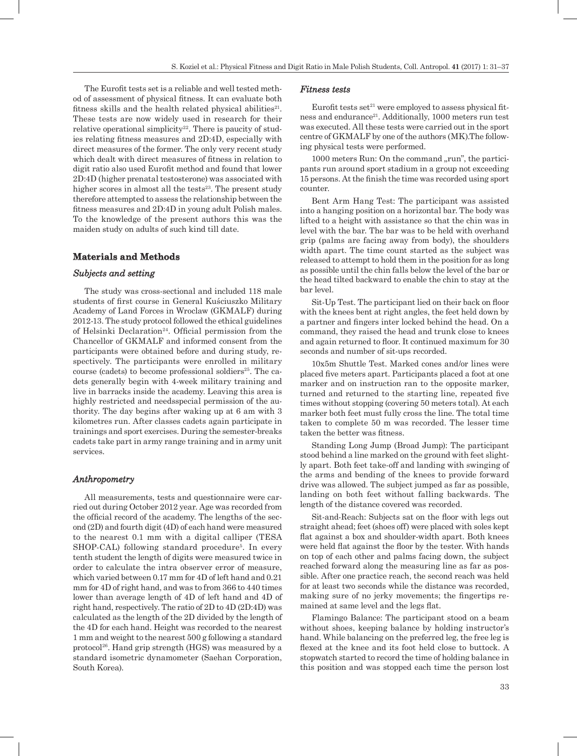The Eurofit tests set is a reliable and well tested method of assessment of physical fitness. It can evaluate both fitness skills and the health related physical abilities[21]. These tests are now widely used in research for their relative operational simplicity[22]. There is paucity of studies relating fitness measures and 2D:4D, especially with direct measures of the former. The only very recent study which dealt with direct measures of fitness in relation to digit ratio also used Eurofit method and found that lower 2D:4D (higher prenatal testosterone) was associated with higher scores in almost all the tests[23]. The present study therefore attempted to assess the relationship between the fitness measures and 2D:4D in young adult Polish males. To the knowledge of the present authors this was the maiden study on adults of such kind till date.

## Materials and Methods

### *Subjects and setting*

The study was cross-sectional and included 118 male students of first course in General Kościuszko Military Academy of Land Forces in Wroclaw (GKMALF) during 2012-13. The study protocol followed the ethical guidelines of Helsinki Declaration[24]. Official permission from the Chancellor of GKMALF and informed consent from the participants were obtained before and during study, respectively. The participants were enrolled in military course (cadets) to become professional soldiers[25]. The cadets generally begin with 4-week military training and live in barracks inside the academy. Leaving this area is highly restricted and needsspecial permission of the authority. The day begins after waking up at 6 am with 3 kilometres run. After classes cadets again participate in trainings and sport exercises. During the semester-breaks cadets take part in army range training and in army unit services.

### *Anthropometry*

All measurements, tests and questionnaire were carried out during October 2012 year. Age was recorded from the official record of the academy. The lengths of the second (2D) and fourth digit (4D) of each hand were measured to the nearest 0.1 mm with a digital calliper (TESA SHOP-CAL) following standard procedure[5]. In every tenth student the length of digits were measured twice in order to calculate the intra observer error of measure, which varied between 0.17 mm for 4D of left hand and 0.21 mm for 4D of right hand, and was to from 366 to 440 times lower than average length of 4D of left hand and 4D of right hand, respectively. The ratio of 2D to 4D (2D:4D) was calculated as the length of the 2D divided by the length of the 4D for each hand. Height was recorded to the nearest 1 mm and weight to the nearest 500 g following a standard protocol[26]. Hand grip strength (HGS) was measured by a standard isometric dynamometer (Saehan Corporation, South Korea).

### *Fitness tests*

Eurofit tests set[21] were employed to assess physical fitness and endurance[21]. Additionally, 1000 meters run test was executed. All these tests were carried out in the sport centre of GKMALF by one of the authors (MK).The following physical tests were performed.

1000 meters Run: On the command „run", the participants run around sport stadium in a group not exceeding 15 persons. At the finish the time was recorded using sport counter.

Bent Arm Hang Test: The participant was assisted into a hanging position on a horizontal bar. The body was lifted to a height with assistance so that the chin was in level with the bar. The bar was to be held with overhand grip (palms are facing away from body), the shoulders width apart. The time count started as the subject was released to attempt to hold them in the position for as long as possible until the chin falls below the level of the bar or the head tilted backward to enable the chin to stay at the bar level.

Sit-Up Test. The participant lied on their back on floor with the knees bent at right angles, the feet held down by a partner and fingers inter locked behind the head. On a command, they raised the head and trunk close to knees and again returned to floor. It continued maximum for 30 seconds and number of sit-ups recorded.

10x5m Shuttle Test. Marked cones and/or lines were placed five meters apart. Participants placed a foot at one marker and on instruction ran to the opposite marker, turned and returned to the starting line, repeated five times without stopping (covering 50 meters total). At each marker both feet must fully cross the line. The total time taken to complete 50 m was recorded. The lesser time taken the better was fitness.

Standing Long Jump (Broad Jump): The participant stood behind a line marked on the ground with feet slightly apart. Both feet take-off and landing with swinging of the arms and bending of the knees to provide forward drive was allowed. The subject jumped as far as possible, landing on both feet without falling backwards. The length of the distance covered was recorded.

Sit-and-Reach: Subjects sat on the floor with legs out straight ahead; feet (shoes off) were placed with soles kept flat against a box and shoulder-width apart. Both knees were held flat against the floor by the tester. With hands on top of each other and palms facing down, the subject reached forward along the measuring line as far as possible. After one practice reach, the second reach was held for at least two seconds while the distance was recorded, making sure of no jerky movements; the fingertips remained at same level and the legs flat.

Flamingo Balance: The participant stood on a beam without shoes, keeping balance by holding instructor's hand. While balancing on the preferred leg, the free leg is flexed at the knee and its foot held close to buttock. A stopwatch started to record the time of holding balance in this position and was stopped each time the person lost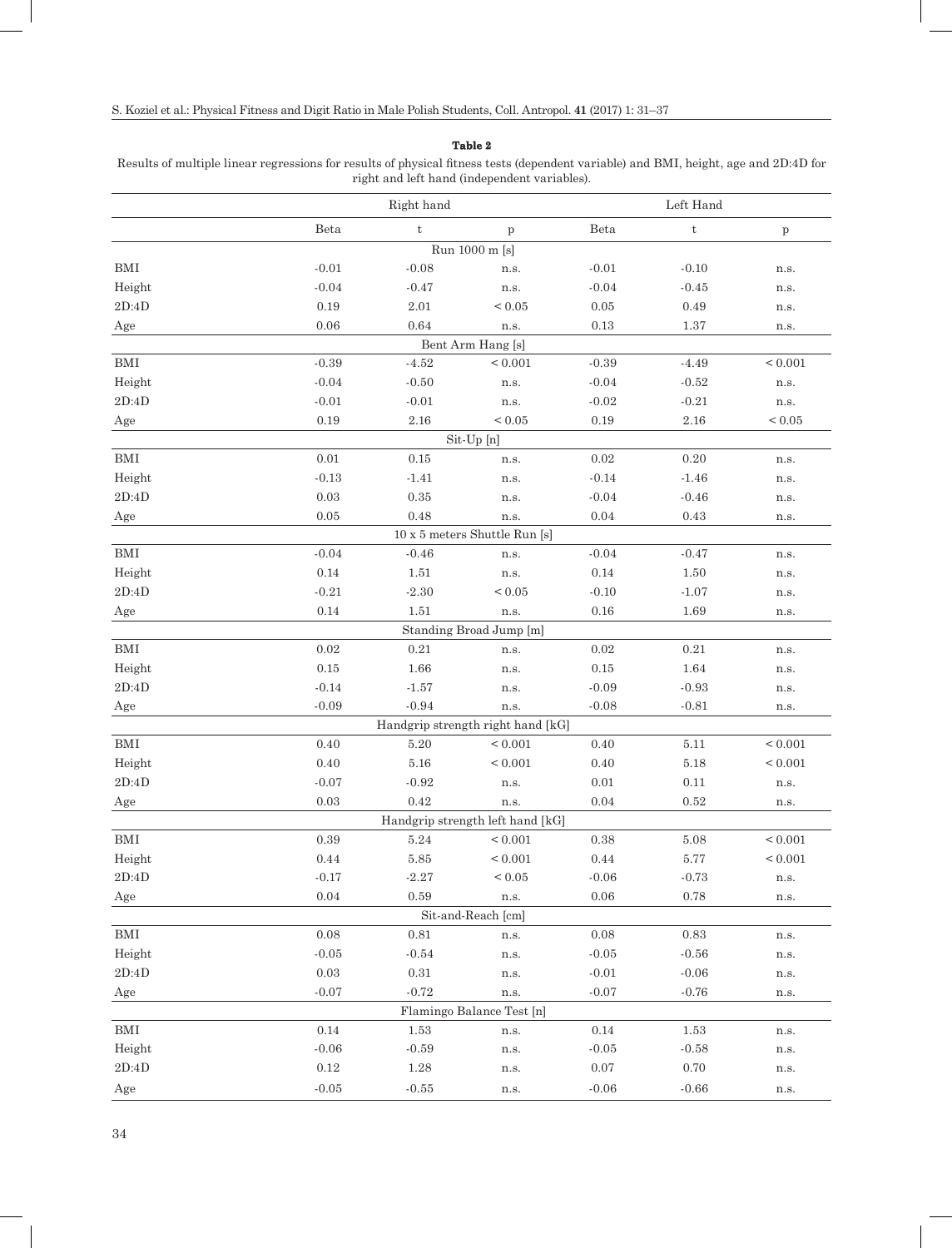**Table 2**

Results of multiple linear regressions for results of physical fitness tests (dependent variable) and BMI, height, age and 2D:4D for right and left hand (independent variables).

| | Right hand | | | Left Hand | | |
|---|---|---|---|---|---|---|
| | Beta | t | p | Beta | t | p |
| **Run 1000 m [s]** | | | | | | |
| BMI | -0.01 | -0.08 | n.s. | -0.01 | -0.10 | n.s. |
| Height | -0.04 | -0.47 | n.s. | -0.04 | -0.45 | n.s. |
| 2D:4D | 0.19 | 2.01 | < 0.05 | 0.05 | 0.49 | n.s. |
| Age | 0.06 | 0.64 | n.s. | 0.13 | 1.37 | n.s. |
| **Bent Arm Hang [s]** | | | | | | |
| BMI | -0.39 | -4.52 | < 0.001 | -0.39 | -4.49 | < 0.001 |
| Height | -0.04 | -0.50 | n.s. | -0.04 | -0.52 | n.s. |
| 2D:4D | -0.01 | -0.01 | n.s. | -0.02 | -0.21 | n.s. |
| Age | 0.19 | 2.16 | < 0.05 | 0.19 | 2.16 | < 0.05 |
| **Sit-Up [n]** | | | | | | |
| BMI | 0.01 | 0.15 | n.s. | 0.02 | 0.20 | n.s. |
| Height | -0.13 | -1.41 | n.s. | -0.14 | -1.46 | n.s. |
| 2D:4D | 0.03 | 0.35 | n.s. | -0.04 | -0.46 | n.s. |
| Age | 0.05 | 0.48 | n.s. | 0.04 | 0.43 | n.s. |
| **10 x 5 meters Shuttle Run [s]** | | | | | | |
| BMI | -0.04 | -0.46 | n.s. | -0.04 | -0.47 | n.s. |
| Height | 0.14 | 1.51 | n.s. | 0.14 | 1.50 | n.s. |
| 2D:4D | -0.21 | -2.30 | < 0.05 | -0.10 | -1.07 | n.s. |
| Age | 0.14 | 1.51 | n.s. | 0.16 | 1.69 | n.s. |
| **Standing Broad Jump [m]** | | | | | | |
| BMI | 0.02 | 0.21 | n.s. | 0.02 | 0.21 | n.s. |
| Height | 0.15 | 1.66 | n.s. | 0.15 | 1.64 | n.s. |
| 2D:4D | -0.14 | -1.57 | n.s. | -0.09 | -0.93 | n.s. |
| Age | -0.09 | -0.94 | n.s. | -0.08 | -0.81 | n.s. |
| **Handgrip strength right hand [kG]** | | | | | | |
| BMI | 0.40 | 5.20 | < 0.001 | 0.40 | 5.11 | < 0.001 |
| Height | 0.40 | 5.16 | < 0.001 | 0.40 | 5.18 | < 0.001 |
| 2D:4D | -0.07 | -0.92 | n.s. | 0.01 | 0.11 | n.s. |
| Age | 0.03 | 0.42 | n.s. | 0.04 | 0.52 | n.s. |
| **Handgrip strength left hand [kG]** | | | | | | |
| BMI | 0.39 | 5.24 | < 0.001 | 0.38 | 5.08 | < 0.001 |
| Height | 0.44 | 5.85 | < 0.001 | 0.44 | 5.77 | < 0.001 |
| 2D:4D | -0.17 | -2.27 | < 0.05 | -0.06 | -0.73 | n.s. |
| Age | 0.04 | 0.59 | n.s. | 0.06 | 0.78 | n.s. |
| **Sit-and-Reach [cm]** | | | | | | |
| BMI | 0.08 | 0.81 | n.s. | 0.08 | 0.83 | n.s. |
| Height | -0.05 | -0.54 | n.s. | -0.05 | -0.56 | n.s. |
| 2D:4D | 0.03 | 0.31 | n.s. | -0.01 | -0.06 | n.s. |
| Age | -0.07 | -0.72 | n.s. | -0.07 | -0.76 | n.s. |
| **Flamingo Balance Test [n]** | | | | | | |
| BMI | 0.14 | 1.53 | n.s. | 0.14 | 1.53 | n.s. |
| Height | -0.06 | -0.59 | n.s. | -0.05 | -0.58 | n.s. |
| 2D:4D | 0.12 | 1.28 | n.s. | 0.07 | 0.70 | n.s. |
| Age | -0.05 | -0.55 | n.s. | -0.06 | -0.66 | n.s. |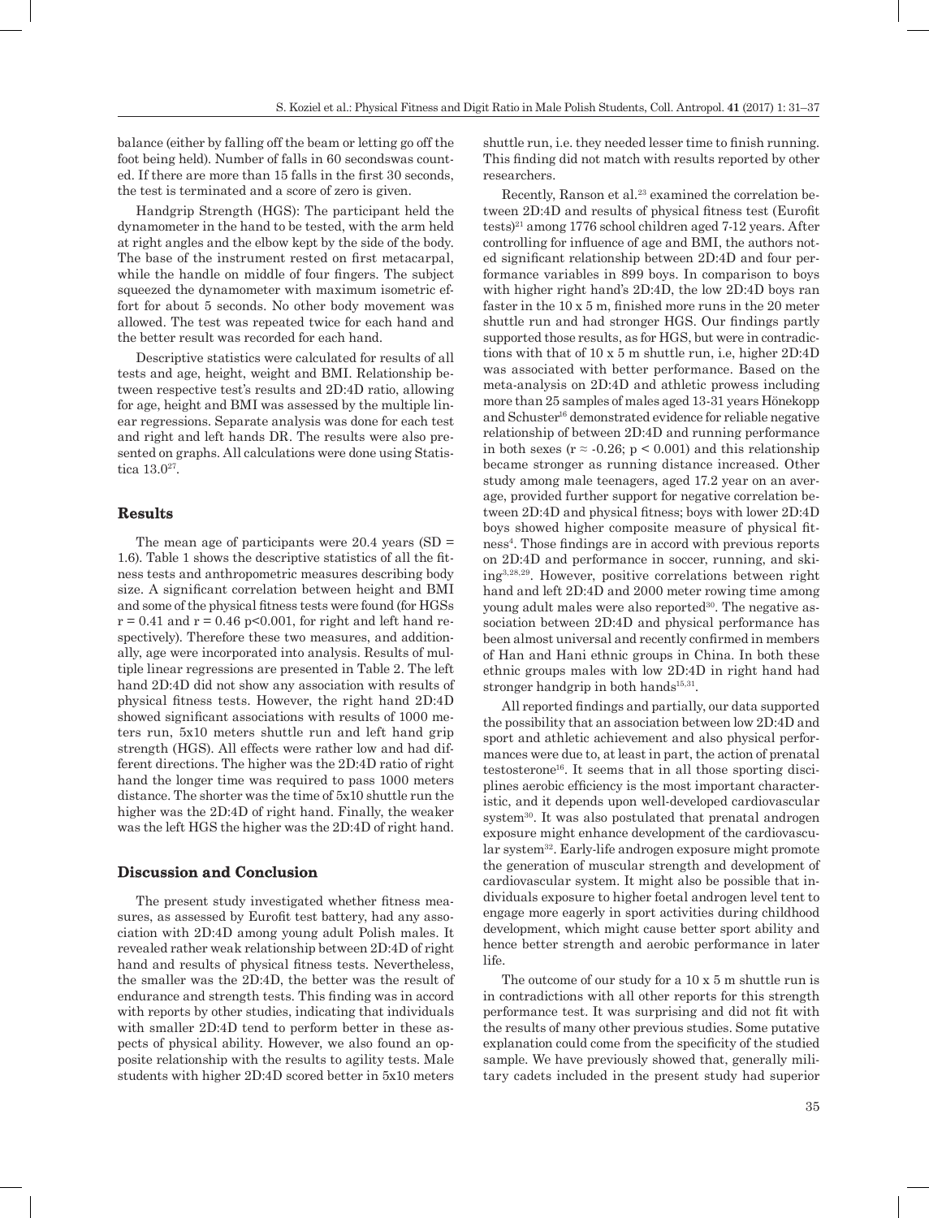balance (either by falling off the beam or letting go off the foot being held). Number of falls in 60 secondswas counted. If there are more than 15 falls in the first 30 seconds, the test is terminated and a score of zero is given.

Handgrip Strength (HGS): The participant held the dynamometer in the hand to be tested, with the arm held at right angles and the elbow kept by the side of the body. The base of the instrument rested on first metacarpal, while the handle on middle of four fingers. The subject squeezed the dynamometer with maximum isometric effort for about 5 seconds. No other body movement was allowed. The test was repeated twice for each hand and the better result was recorded for each hand.

Descriptive statistics were calculated for results of all tests and age, height, weight and BMI. Relationship between respective test's results and 2D:4D ratio, allowing for age, height and BMI was assessed by the multiple linear regressions. Separate analysis was done for each test and right and left hands DR. The results were also presented on graphs. All calculations were done using Statistica 13.0[27].

## Results

The mean age of participants were 20.4 years (SD = 1.6). Table 1 shows the descriptive statistics of all the fitness tests and anthropometric measures describing body size. A significant correlation between height and BMI and some of the physical fitness tests were found (for HGSs $r = 0.41$ and $r = 0.46$ $p<0.001$, for right and left hand respectively). Therefore these two measures, and additionally, age were incorporated into analysis. Results of multiple linear regressions are presented in Table 2. The left hand 2D:4D did not show any association with results of physical fitness tests. However, the right hand 2D:4D showed significant associations with results of 1000 meters run, 5x10 meters shuttle run and left hand grip strength (HGS). All effects were rather low and had different directions. The higher was the 2D:4D ratio of right hand the longer time was required to pass 1000 meters distance. The shorter was the time of 5x10 shuttle run the higher was the 2D:4D of right hand. Finally, the weaker was the left HGS the higher was the 2D:4D of right hand.

## Discussion and Conclusion

The present study investigated whether fitness measures, as assessed by Eurofit test battery, had any association with 2D:4D among young adult Polish males. It revealed rather weak relationship between 2D:4D of right hand and results of physical fitness tests. Nevertheless, the smaller was the 2D:4D, the better was the result of endurance and strength tests. This finding was in accord with reports by other studies, indicating that individuals with smaller 2D:4D tend to perform better in these aspects of physical ability. However, we also found an opposite relationship with the results to agility tests. Male students with higher 2D:4D scored better in 5x10 meters shuttle run, i.e. they needed lesser time to finish running. This finding did not match with results reported by other researchers.

Recently, Ranson et al.[23] examined the correlation between 2D:4D and results of physical fitness test (Eurofit tests)[21] among 1776 school children aged 7-12 years. After controlling for influence of age and BMI, the authors noted significant relationship between 2D:4D and four performance variables in 899 boys. In comparison to boys with higher right hand's 2D:4D, the low 2D:4D boys ran faster in the 10 x 5 m, finished more runs in the 20 meter shuttle run and had stronger HGS. Our findings partly supported those results, as for HGS, but were in contradictions with that of 10 x 5 m shuttle run, i.e, higher 2D:4D was associated with better performance. Based on the meta-analysis on 2D:4D and athletic prowess including more than 25 samples of males aged 13-31 years Hönekopp and Schuster[16] demonstrated evidence for reliable negative relationship of between 2D:4D and running performance in both sexes ($r \approx -0.26$; $p < 0.001$) and this relationship became stronger as running distance increased. Other study among male teenagers, aged 17.2 year on an average, provided further support for negative correlation between 2D:4D and physical fitness; boys with lower 2D:4D boys showed higher composite measure of physical fitness[4]. Those findings are in accord with previous reports on 2D:4D and performance in soccer, running, and skiing[3,28,29]. However, positive correlations between right hand and left 2D:4D and 2000 meter rowing time among young adult males were also reported[30]. The negative association between 2D:4D and physical performance has been almost universal and recently confirmed in members of Han and Hani ethnic groups in China. In both these ethnic groups males with low 2D:4D in right hand had stronger handgrip in both hands[15,31].

All reported findings and partially, our data supported the possibility that an association between low 2D:4D and sport and athletic achievement and also physical performances were due to, at least in part, the action of prenatal testosterone[16]. It seems that in all those sporting disciplines aerobic efficiency is the most important characteristic, and it depends upon well-developed cardiovascular system[30]. It was also postulated that prenatal androgen exposure might enhance development of the cardiovascular system[32]. Early-life androgen exposure might promote the generation of muscular strength and development of cardiovascular system. It might also be possible that individuals exposure to higher foetal androgen level tent to engage more eagerly in sport activities during childhood development, which might cause better sport ability and hence better strength and aerobic performance in later life.

The outcome of our study for a 10 x 5 m shuttle run is in contradictions with all other reports for this strength performance test. It was surprising and did not fit with the results of many other previous studies. Some putative explanation could come from the specificity of the studied sample. We have previously showed that, generally military cadets included in the present study had superior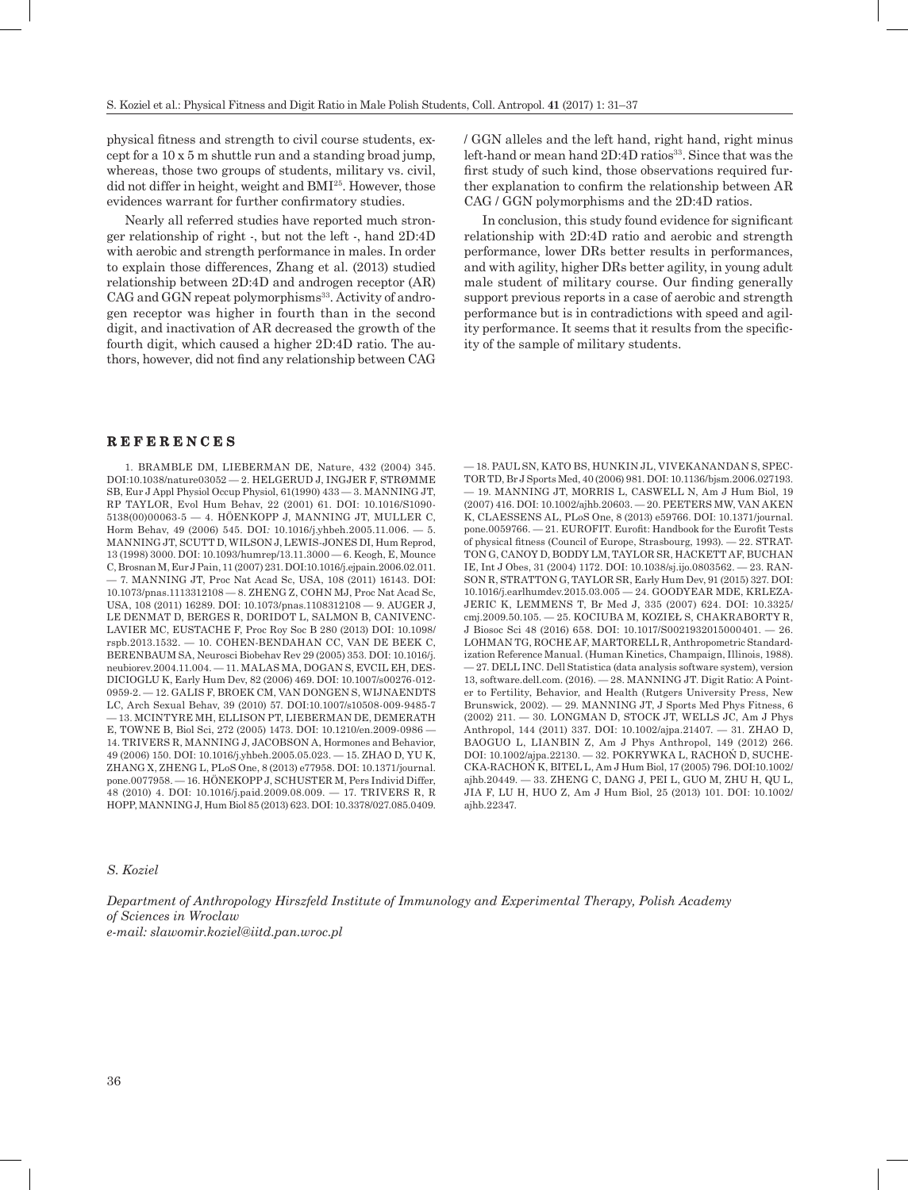physical fitness and strength to civil course students, except for a 10 x 5 m shuttle run and a standing broad jump, whereas, those two groups of students, military vs. civil, did not differ in height, weight and BMI[25]. However, those evidences warrant for further confirmatory studies.

Nearly all referred studies have reported much stronger relationship of right -, but not the left -, hand 2D:4D with aerobic and strength performance in males. In order to explain those differences, Zhang et al. (2013) studied relationship between 2D:4D and androgen receptor (AR) CAG and GGN repeat polymorphisms[33]. Activity of androgen receptor was higher in fourth than in the second digit, and inactivation of AR decreased the growth of the fourth digit, which caused a higher 2D:4D ratio. The authors, however, did not find any relationship between CAG / GGN alleles and the left hand, right hand, right minus left-hand or mean hand 2D:4D ratios[33]. Since that was the first study of such kind, those observations required further explanation to confirm the relationship between AR CAG / GGN polymorphisms and the 2D:4D ratios.

In conclusion, this study found evidence for significant relationship with 2D:4D ratio and aerobic and strength performance, lower DRs better results in performances, and with agility, higher DRs better agility, in young adult male student of military course. Our finding generally support previous reports in a case of aerobic and strength performance but is in contradictions with speed and agility performance. It seems that it results from the specificity of the sample of military students.

## REFERENCES

1. BRAMBLE DM, LIEBERMAN DE, Nature, 432 (2004) 345. DOI:10.1038/nature03052 — 2. HELGERUD J, INGJER F, STRØMME SB, Eur J Appl Physiol Occup Physiol, 61(1990) 433 — 3. MANNING JT, RP TAYLOR, Evol Hum Behav, 22 (2001) 61. DOI: 10.1016/S1090-5138(00)00063-5 — 4. HÖENKOPP J, MANNING JT, MULLER C, Horm Behav, 49 (2006) 545. DOI: 10.1016/j.yhbeh.2005.11.006. — 5. MANNING JT, SCUTT D, WILSON J, LEWIS-JONES DI, Hum Reprod, 13 (1998) 3000. DOI: 10.1093/humrep/13.11.3000 — 6. Keogh, E, Mounce C, Brosnan M, Eur J Pain, 11 (2007) 231. DOI:10.1016/j.ejpain.2006.02.011. — 7. MANNING JT, Proc Nat Acad Sc, USA, 108 (2011) 16143. DOI: 10.1073/pnas.1113312108 — 8. ZHENG Z, COHN MJ, Proc Nat Acad Sc, USA, 108 (2011) 16289. DOI: 10.1073/pnas.1108312108 — 9. AUGER J, LE DENMAT D, BERGES R, DORIDOT L, SALMON B, CANIVENC-LAVIER MC, EUSTACHE F, Proc Roy Soc B 280 (2013) DOI: 10.1098/rspb.2013.1532. — 10. COHEN-BENDAHAN CC, VAN DE BEEK C, BERENBAUM SA, Neurosci Biobehav Rev 29 (2005) 353. DOI: 10.1016/j.neubiorev.2004.11.004. — 11. MALAS MA, DOGAN S, EVCIL EH, DESDICIOGLU K, Early Hum Dev, 82 (2006) 469. DOI: 10.1007/s00276-012-0959-2. — 12. GALIS F, BROEK CM, VAN DONGEN S, WIJNAENDTS LC, Arch Sexual Behav, 39 (2010) 57. DOI:10.1007/s10508-009-9485-7 — 13. MCINTYRE MH, ELLISON PT, LIEBERMAN DE, DEMERATH E, TOWNE B, Biol Sci, 272 (2005) 1473. DOI: 10.1210/en.2009-0986 — 14. TRIVERS R, MANNING J, JACOBSON A, Hormones and Behavior, 49 (2006) 150. DOI: 10.1016/j.yhbeh.2005.05.023. — 15. ZHAO D, YU K, ZHANG X, ZHENG L, PLoS One, 8 (2013) e77958. DOI: 10.1371/journal.pone.0077958. — 16. HÖNEKOPP J, SCHUSTER M, Pers Individ Differ, 48 (2010) 4. DOI: 10.1016/j.paid.2009.08.009. — 17. TRIVERS R, R HOPP, MANNING J, Hum Biol 85 (2013) 623. DOI: 10.3378/027.085.0409. — 18. PAUL SN, KATO BS, HUNKIN JL, VIVEKANANDAN S, SPECTOR TD, Br J Sports Med, 40 (2006) 981. DOI: 10.1136/bjsm.2006.027193. — 19. MANNING JT, MORRIS L, CASWELL N, Am J Hum Biol, 19 (2007) 416. DOI: 10.1002/ajhb.20603. — 20. PEETERS MW, VAN AKEN K, CLAESSENS AL, PLoS One, 8 (2013) e59766. DOI: 10.1371/journal.pone.0059766. — 21. EUROFIT. Eurofit: Handbook for the Eurofit Tests of physical fitness (Council of Europe, Strasbourg, 1993). — 22. STRATTON G, CANOY D, BODDY LM, TAYLOR SR, HACKETT AF, BUCHAN IE, Int J Obes, 31 (2004) 1172. DOI: 10.1038/sj.ijo.0803562. — 23. RANSON R, STRATTON G, TAYLOR SR, Early Hum Dev, 91 (2015) 327. DOI: 10.1016/j.earlhumdev.2015.03.005 — 24. GOODYEAR MDE, KRLEZA-JERIC K, LEMMENS T, Br Med J, 335 (2007) 624. DOI: 10.3325/cmj.2009.50.105. — 25. KOCIUBA M, KOZIEŁ S, CHAKRABORTY R, J Biosoc Sci 48 (2016) 658. DOI: 10.1017/S0021932015000401. — 26. LOHMAN TG, ROCHE AF, MARTORELL R, Anthropometric Standardization Reference Manual. (Human Kinetics, Champaign, Illinois, 1988). — 27. DELL INC. Dell Statistica (data analysis software system), version 13, software.dell.com. (2016). — 28. MANNING JT. Digit Ratio: A Pointer to Fertility, Behavior, and Health (Rutgers University Press, New Brunswick, 2002). — 29. MANNING JT, J Sports Med Phys Fitness, 6 (2002) 211. — 30. LONGMAN D, STOCK JT, WELLS JC, Am J Phys Anthropol, 144 (2011) 337. DOI: 10.1002/ajpa.21407. — 31. ZHAO D, BAOGUO L, LIANBIN Z, Am J Phys Anthropol, 149 (2012) 266. DOI: 10.1002/ajpa.22130. — 32. POKRYWKA L, RACHOŃ D, SUCHECKA-RACHOŃ K, BITEL L, Am J Hum Biol, 17 (2005) 796. DOI:10.1002/ajhb.20449. — 33. ZHENG C, DANG J, PEI L, GUO M, ZHU H, QU L, JIA F, LU H, HUO Z, Am J Hum Biol, 25 (2013) 101. DOI: 10.1002/ajhb.22347.

*S. Koziel*

*Department of Anthropology Hirszfeld Institute of Immunology and Experimental Therapy, Polish Academy of Sciences in Wroclaw*
*e-mail: slawomir.koziel@iitd.pan.wroc.pl*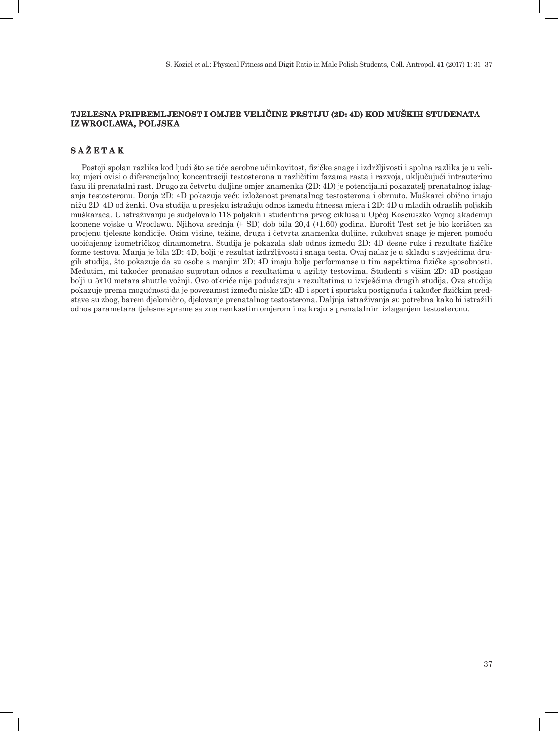## TJELESNA PRIPREMLJENOST I OMJER VELIČINE PRSTIJU (2D: 4D) KOD MUŠKIH STUDENATA IZ WROCLAWA, POLJSKA

## S A Ž E T A K

Postoji spolan razlika kod ljudi što se tiče aerobne učinkovitost, fizičke snage i izdržljivosti i spolna razlika je u velikoj mjeri ovisi o diferencijalnoj koncentraciji testosterona u različitim fazama rasta i razvoja, uključujući intrauterinu fazu ili prenatalni rast. Drugo za četvrtu duljine omjer znamenka (2D: 4D) je potencijalni pokazatelj prenatalnog izlaganja testosteronu. Donja 2D: 4D pokazuje veću izloženost prenatalnog testosterona i obrnuto. Muškarci obično imaju nižu 2D: 4D od ženki. Ova studija u presjeku istražuju odnos između fitnessa mjera i 2D: 4D u mladih odraslih poljskih muškaraca. U istraživanju je sudjelovalo 118 poljskih i studentima prvog ciklusa u Općoj Kosciuszko Vojnoj akademiji kopnene vojske u Wroclawu. Njihova srednja (+ SD) dob bila 20,4 (+1.60) godina. Eurofit Test set je bio korišten za procjenu tjelesne kondicije. Osim visine, težine, druga i četvrta znamenka duljine, rukohvat snage je mjeren pomoću uobičajenog izometričkog dinamometra. Studija je pokazala slab odnos između 2D: 4D desne ruke i rezultate fizičke forme testova. Manja je bila 2D: 4D, bolji je rezultat izdržljivosti i snaga testa. Ovaj nalaz je u skladu s izvješćima drugih studija, što pokazuje da su osobe s manjim 2D: 4D imaju bolje performanse u tim aspektima fizičke sposobnosti. Međutim, mi također pronašao suprotan odnos s rezultatima u agility testovima. Studenti s višim 2D: 4D postigao bolji u 5x10 metara shuttle vožnji. Ovo otkriće nije podudaraju s rezultatima u izvješćima drugih studija. Ova studija pokazuje prema mogućnosti da je povezanost između niske 2D: 4D i sport i sportsku postignuća i također fizičkim predstave su zbog, barem djelomično, djelovanje prenatalnog testosterona. Daljnja istraživanja su potrebna kako bi istražili odnos parametara tjelesne spreme sa znamenkastim omjerom i na kraju s prenatalnim izlaganjem testosteronu.